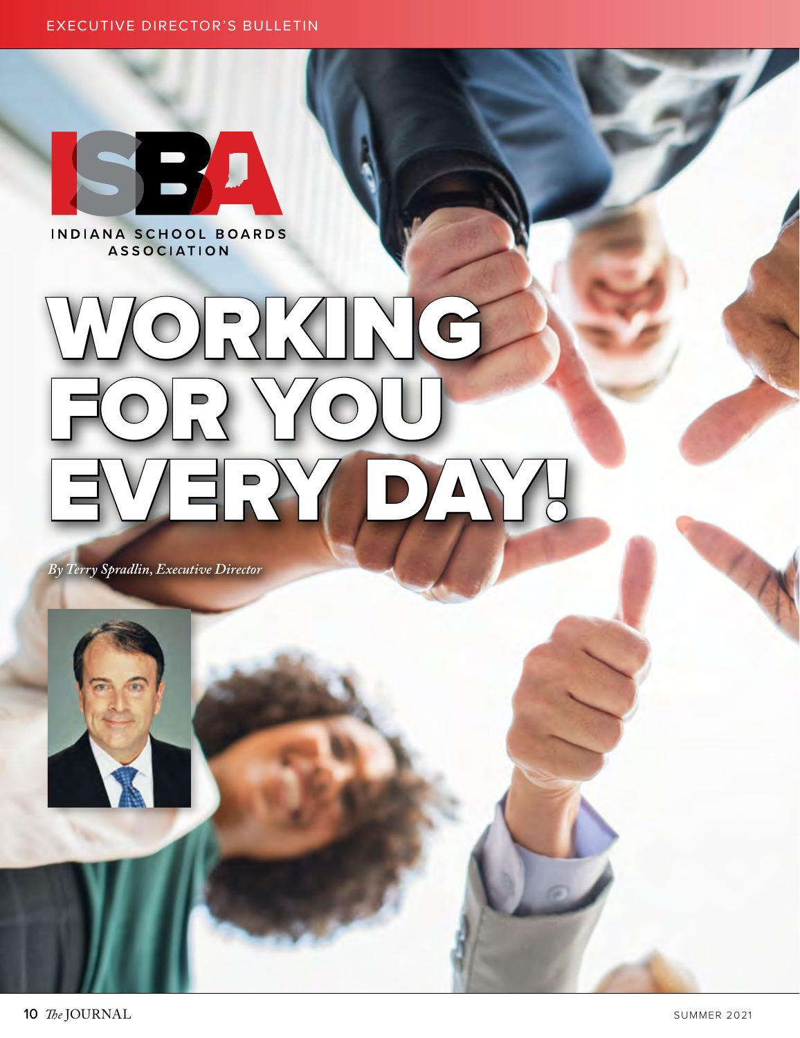EXECUTIVE DIRECTOR'S BULLETIN

ISBA

INDIANA SCHOOL BOARDS ASSOCIATION

# WORKING FOR YOU EVERY DAY!

*By Terry Spradlin, Executive Director*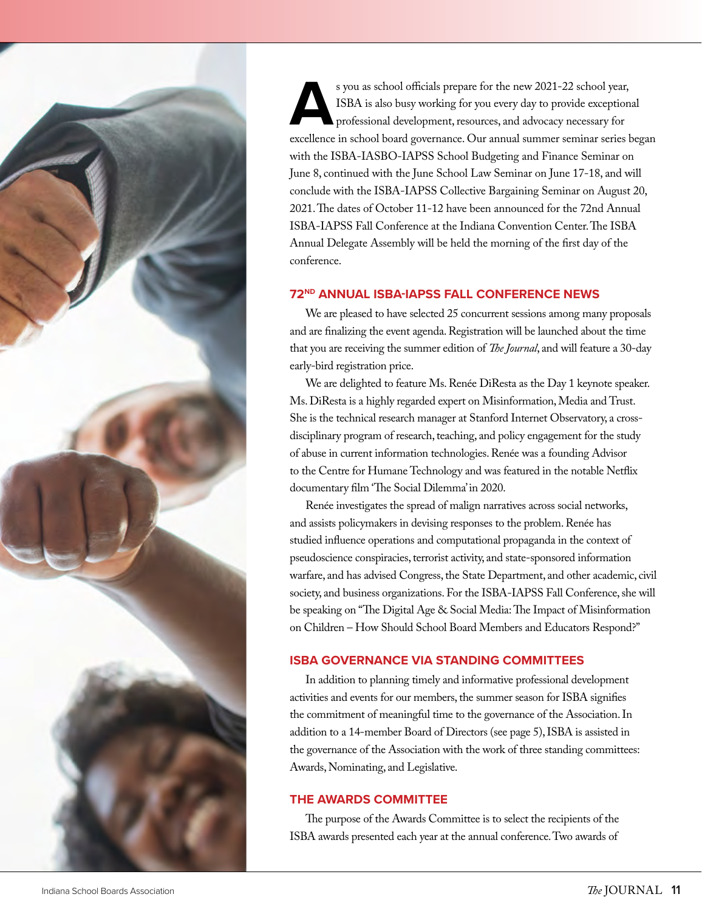As you as school officials prepare for the new 2021-22 school year, ISBA is also busy working for you every day to provide exceptional professional development, resources, and advocacy necessary for excellence in school board governance. Our annual summer seminar series began with the ISBA-IASBO-IAPSS School Budgeting and Finance Seminar on June 8, continued with the June School Law Seminar on June 17-18, and will conclude with the ISBA-IAPSS Collective Bargaining Seminar on August 20, 2021. The dates of October 11-12 have been announced for the 72nd Annual ISBA-IAPSS Fall Conference at the Indiana Convention Center. The ISBA Annual Delegate Assembly will be held the morning of the first day of the conference.

## 72ND ANNUAL ISBA-IAPSS FALL CONFERENCE NEWS

We are pleased to have selected 25 concurrent sessions among many proposals and are finalizing the event agenda. Registration will be launched about the time that you are receiving the summer edition of *The Journal*, and will feature a 30-day early-bird registration price.

We are delighted to feature Ms. Renée DiResta as the Day 1 keynote speaker. Ms. DiResta is a highly regarded expert on Misinformation, Media and Trust. She is the technical research manager at Stanford Internet Observatory, a cross-disciplinary program of research, teaching, and policy engagement for the study of abuse in current information technologies. Renée was a founding Advisor to the Centre for Humane Technology and was featured in the notable Netflix documentary film 'The Social Dilemma' in 2020.

Renée investigates the spread of malign narratives across social networks, and assists policymakers in devising responses to the problem. Renée has studied influence operations and computational propaganda in the context of pseudoscience conspiracies, terrorist activity, and state-sponsored information warfare, and has advised Congress, the State Department, and other academic, civil society, and business organizations. For the ISBA-IAPSS Fall Conference, she will be speaking on "The Digital Age & Social Media: The Impact of Misinformation on Children – How Should School Board Members and Educators Respond?"

## ISBA GOVERNANCE VIA STANDING COMMITTEES

In addition to planning timely and informative professional development activities and events for our members, the summer season for ISBA signifies the commitment of meaningful time to the governance of the Association. In addition to a 14-member Board of Directors (see page 5), ISBA is assisted in the governance of the Association with the work of three standing committees: Awards, Nominating, and Legislative.

## THE AWARDS COMMITTEE

The purpose of the Awards Committee is to select the recipients of the ISBA awards presented each year at the annual conference. Two awards of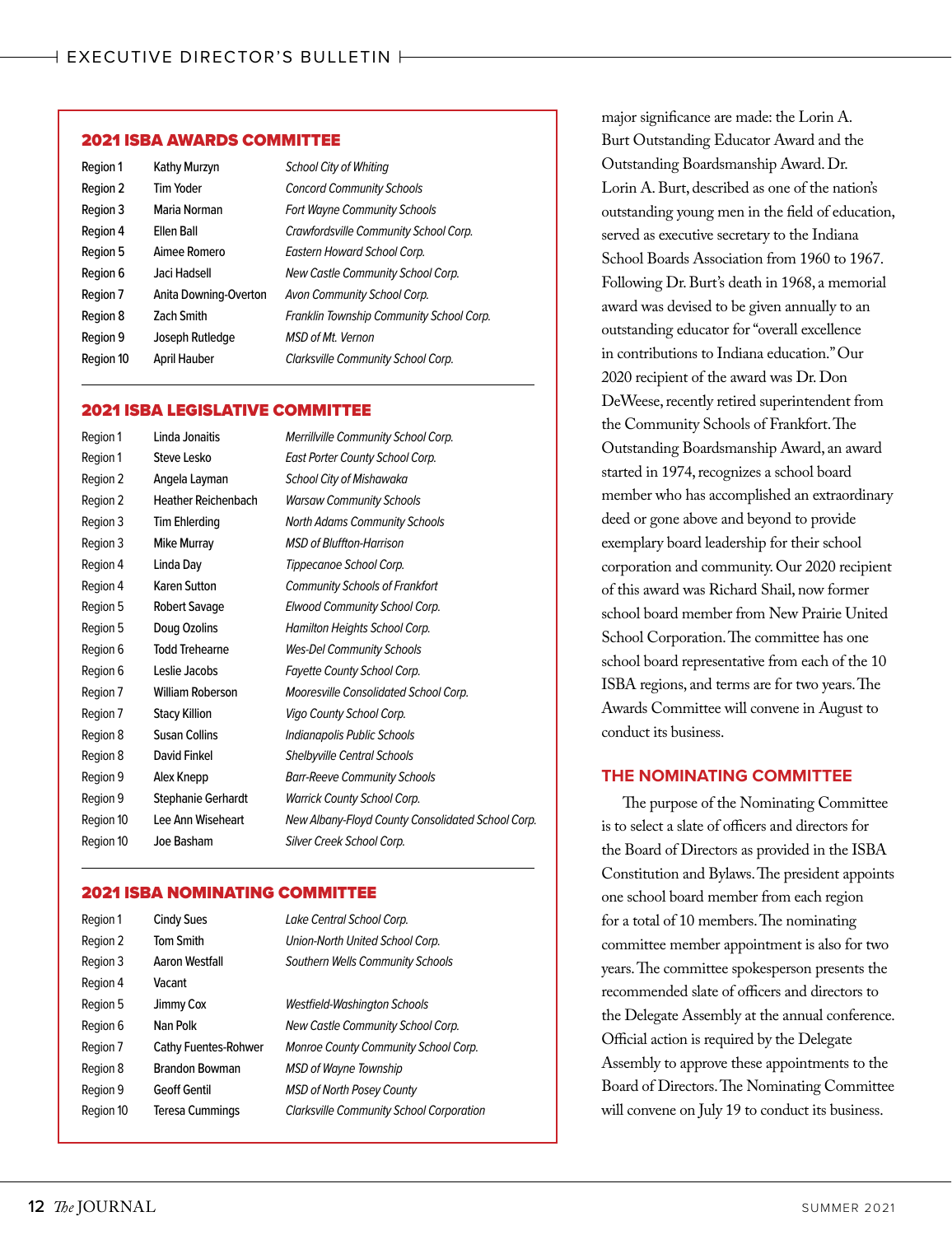## 2021 ISBA AWARDS COMMITTEE

| | | |
|---|---|---|
| Region 1 | Kathy Murzyn | *School City of Whiting* |
| Region 2 | Tim Yoder | *Concord Community Schools* |
| Region 3 | Maria Norman | *Fort Wayne Community Schools* |
| Region 4 | Ellen Ball | *Crawfordsville Community School Corp.* |
| Region 5 | Aimee Romero | *Eastern Howard School Corp.* |
| Region 6 | Jaci Hadsell | *New Castle Community School Corp.* |
| Region 7 | Anita Downing-Overton | *Avon Community School Corp.* |
| Region 8 | Zach Smith | *Franklin Township Community School Corp.* |
| Region 9 | Joseph Rutledge | *MSD of Mt. Vernon* |
| Region 10 | April Hauber | *Clarksville Community School Corp.* |

## 2021 ISBA LEGISLATIVE COMMITTEE

| | | |
|---|---|---|
| Region 1 | Linda Jonaitis | *Merrillville Community School Corp.* |
| Region 1 | Steve Lesko | *East Porter County School Corp.* |
| Region 2 | Angela Layman | *School City of Mishawaka* |
| Region 2 | Heather Reichenbach | *Warsaw Community Schools* |
| Region 3 | Tim Ehlerding | *North Adams Community Schools* |
| Region 3 | Mike Murray | *MSD of Bluffton-Harrison* |
| Region 4 | Linda Day | *Tippecanoe School Corp.* |
| Region 4 | Karen Sutton | *Community Schools of Frankfort* |
| Region 5 | Robert Savage | *Elwood Community School Corp.* |
| Region 5 | Doug Ozolins | *Hamilton Heights School Corp.* |
| Region 6 | Todd Trehearne | *Wes-Del Community Schools* |
| Region 6 | Leslie Jacobs | *Fayette County School Corp.* |
| Region 7 | William Roberson | *Mooresville Consolidated School Corp.* |
| Region 7 | Stacy Killion | *Vigo County School Corp.* |
| Region 8 | Susan Collins | *Indianapolis Public Schools* |
| Region 8 | David Finkel | *Shelbyville Central Schools* |
| Region 9 | Alex Knepp | *Barr-Reeve Community Schools* |
| Region 9 | Stephanie Gerhardt | *Warrick County School Corp.* |
| Region 10 | Lee Ann Wiseheart | *New Albany-Floyd County Consolidated School Corp.* |
| Region 10 | Joe Basham | *Silver Creek School Corp.* |

## 2021 ISBA NOMINATING COMMITTEE

| | | |
|---|---|---|
| Region 1 | Cindy Sues | *Lake Central School Corp.* |
| Region 2 | Tom Smith | *Union-North United School Corp.* |
| Region 3 | Aaron Westfall | *Southern Wells Community Schools* |
| Region 4 | Vacant | |
| Region 5 | Jimmy Cox | *Westfield-Washington Schools* |
| Region 6 | Nan Polk | *New Castle Community School Corp.* |
| Region 7 | Cathy Fuentes-Rohwer | *Monroe County Community School Corp.* |
| Region 8 | Brandon Bowman | *MSD of Wayne Township* |
| Region 9 | Geoff Gentil | *MSD of North Posey County* |
| Region 10 | Teresa Cummings | *Clarksville Community School Corporation* |

major significance are made: the Lorin A. Burt Outstanding Educator Award and the Outstanding Boardsmanship Award. Dr. Lorin A. Burt, described as one of the nation's outstanding young men in the field of education, served as executive secretary to the Indiana School Boards Association from 1960 to 1967. Following Dr. Burt's death in 1968, a memorial award was devised to be given annually to an outstanding educator for "overall excellence in contributions to Indiana education." Our 2020 recipient of the award was Dr. Don DeWeese, recently retired superintendent from the Community Schools of Frankfort. The Outstanding Boardsmanship Award, an award started in 1974, recognizes a school board member who has accomplished an extraordinary deed or gone above and beyond to provide exemplary board leadership for their school corporation and community. Our 2020 recipient of this award was Richard Shail, now former school board member from New Prairie United School Corporation. The committee has one school board representative from each of the 10 ISBA regions, and terms are for two years. The Awards Committee will convene in August to conduct its business.

### THE NOMINATING COMMITTEE

The purpose of the Nominating Committee is to select a slate of officers and directors for the Board of Directors as provided in the ISBA Constitution and Bylaws. The president appoints one school board member from each region for a total of 10 members. The nominating committee member appointment is also for two years. The committee spokesperson presents the recommended slate of officers and directors to the Delegate Assembly at the annual conference. Official action is required by the Delegate Assembly to approve these appointments to the Board of Directors. The Nominating Committee will convene on July 19 to conduct its business.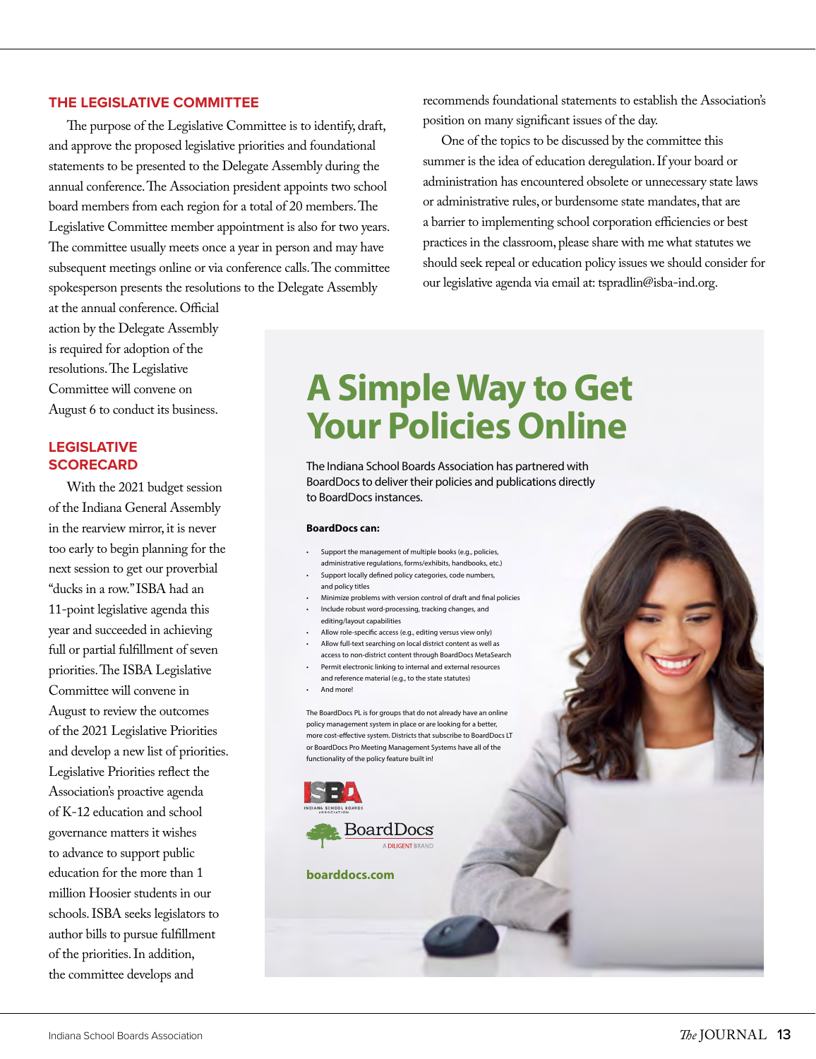## THE LEGISLATIVE COMMITTEE

The purpose of the Legislative Committee is to identify, draft, and approve the proposed legislative priorities and foundational statements to be presented to the Delegate Assembly during the annual conference. The Association president appoints two school board members from each region for a total of 20 members. The Legislative Committee member appointment is also for two years. The committee usually meets once a year in person and may have subsequent meetings online or via conference calls. The committee spokesperson presents the resolutions to the Delegate Assembly at the annual conference. Official action by the Delegate Assembly is required for adoption of the resolutions. The Legislative Committee will convene on August 6 to conduct its business.

## LEGISLATIVE SCORECARD

With the 2021 budget session of the Indiana General Assembly in the rearview mirror, it is never too early to begin planning for the next session to get our proverbial "ducks in a row." ISBA had an 11-point legislative agenda this year and succeeded in achieving full or partial fulfillment of seven priorities. The ISBA Legislative Committee will convene in August to review the outcomes of the 2021 Legislative Priorities and develop a new list of priorities. Legislative Priorities reflect the Association's proactive agenda of K-12 education and school governance matters it wishes to advance to support public education for the more than 1 million Hoosier students in our schools. ISBA seeks legislators to author bills to pursue fulfillment of the priorities. In addition, the committee develops and recommends foundational statements to establish the Association's position on many significant issues of the day.

One of the topics to be discussed by the committee this summer is the idea of education deregulation. If your board or administration has encountered obsolete or unnecessary state laws or administrative rules, or burdensome state mandates, that are a barrier to implementing school corporation efficiencies or best practices in the classroom, please share with me what statutes we should seek repeal or education policy issues we should consider for our legislative agenda via email at: tspradlin@isba-ind.org.

# A Simple Way to Get Your Policies Online

The Indiana School Boards Association has partnered with BoardDocs to deliver their policies and publications directly to BoardDocs instances.

**BoardDocs can:**

- Support the management of multiple books (e.g., policies, administrative regulations, forms/exhibits, handbooks, etc.)
- Support locally defined policy categories, code numbers, and policy titles
- Minimize problems with version control of draft and final policies
- Include robust word-processing, tracking changes, and editing/layout capabilities
- Allow role-specific access (e.g., editing versus view only)
- Allow full-text searching on local district content as well as access to non-district content through BoardDocs MetaSearch
- Permit electronic linking to internal and external resources and reference material (e.g., to the state statutes)
- And more!

The BoardDocs PL is for groups that do not already have an online policy management system in place or are looking for a better, more cost-effective system. Districts that subscribe to BoardDocs LT or BoardDocs Pro Meeting Management Systems have all of the functionality of the policy feature built in!

ISBA Indiana School Boards Association

BoardDocs A DILIGENT BRAND

**boarddocs.com**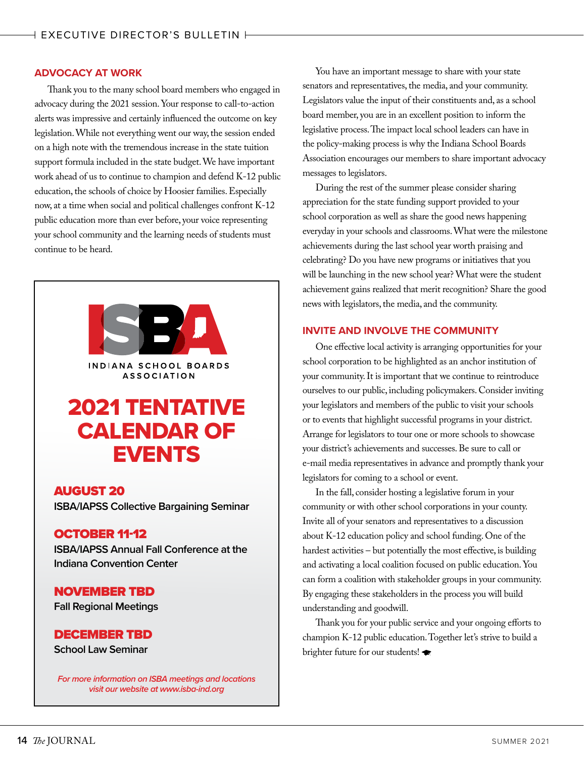## ADVOCACY AT WORK

Thank you to the many school board members who engaged in advocacy during the 2021 session. Your response to call-to-action alerts was impressive and certainly influenced the outcome on key legislation. While not everything went our way, the session ended on a high note with the tremendous increase in the state tuition support formula included in the state budget. We have important work ahead of us to continue to champion and defend K-12 public education, the schools of choice by Hoosier families. Especially now, at a time when social and political challenges confront K-12 public education more than ever before, your voice representing your school community and the learning needs of students must continue to be heard.

You have an important message to share with your state senators and representatives, the media, and your community. Legislators value the input of their constituents and, as a school board member, you are in an excellent position to inform the legislative process. The impact local school leaders can have in the policy-making process is why the Indiana School Boards Association encourages our members to share important advocacy messages to legislators.

During the rest of the summer please consider sharing appreciation for the state funding support provided to your school corporation as well as share the good news happening everyday in your schools and classrooms. What were the milestone achievements during the last school year worth praising and celebrating? Do you have new programs or initiatives that you will be launching in the new school year? What were the student achievement gains realized that merit recognition? Share the good news with legislators, the media, and the community.

## INVITE AND INVOLVE THE COMMUNITY

One effective local activity is arranging opportunities for your school corporation to be highlighted as an anchor institution of your community. It is important that we continue to reintroduce ourselves to our public, including policymakers. Consider inviting your legislators and members of the public to visit your schools or to events that highlight successful programs in your district. Arrange for legislators to tour one or more schools to showcase your district's achievements and successes. Be sure to call or e-mail media representatives in advance and promptly thank your legislators for coming to a school or event.

In the fall, consider hosting a legislative forum in your community or with other school corporations in your county. Invite all of your senators and representatives to a discussion about K-12 education policy and school funding. One of the hardest activities – but potentially the most effective, is building and activating a local coalition focused on public education. You can form a coalition with stakeholder groups in your community. By engaging these stakeholders in the process you will build understanding and goodwill.

Thank you for your public service and your ongoing efforts to champion K-12 public education. Together let's strive to build a brighter future for our students!

---

ISBA

INDIANA SCHOOL BOARDS ASSOCIATION

## 2021 TENTATIVE CALENDAR OF EVENTS

**AUGUST 20**
ISBA/IAPSS Collective Bargaining Seminar

**OCTOBER 11-12**
ISBA/IAPSS Annual Fall Conference at the Indiana Convention Center

**NOVEMBER TBD**
Fall Regional Meetings

**DECEMBER TBD**
School Law Seminar

*For more information on ISBA meetings and locations visit our website at www.isba-ind.org*